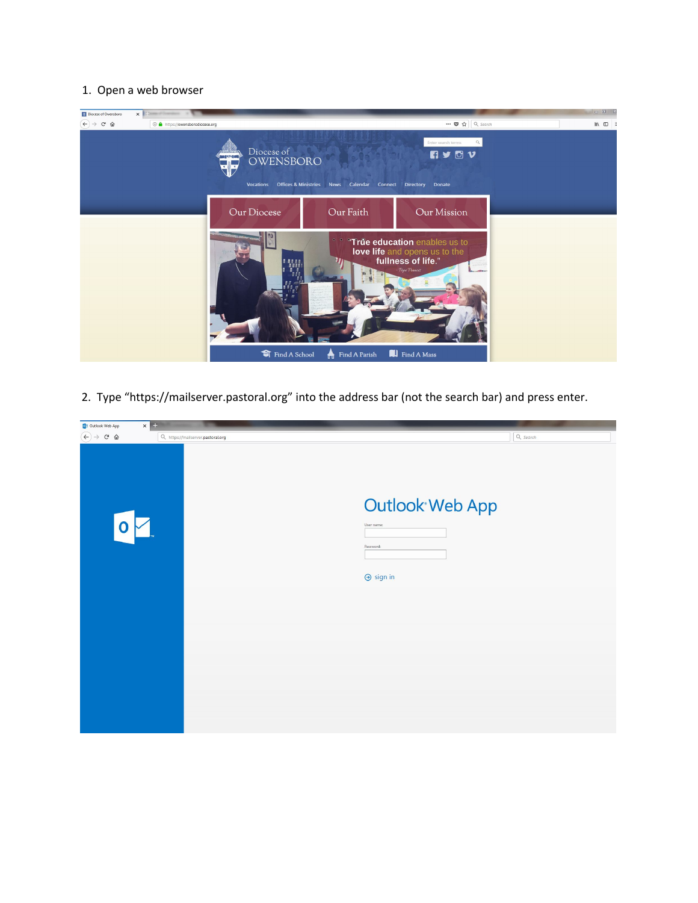1. Open a web browser

2. Type “https://mailserver.pastoral.org” into the address bar (not the search bar) and press enter.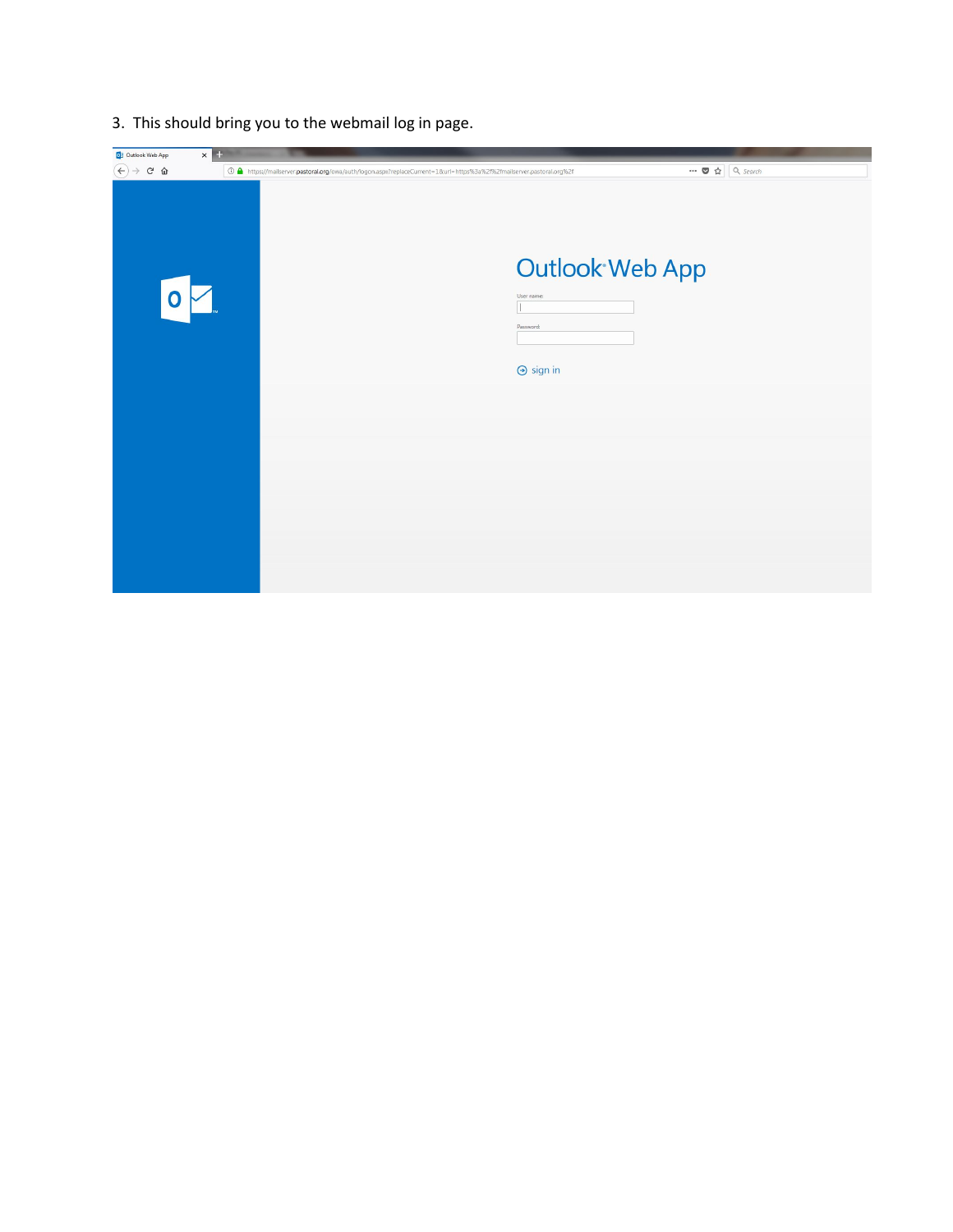3. This should bring you to the webmail log in page.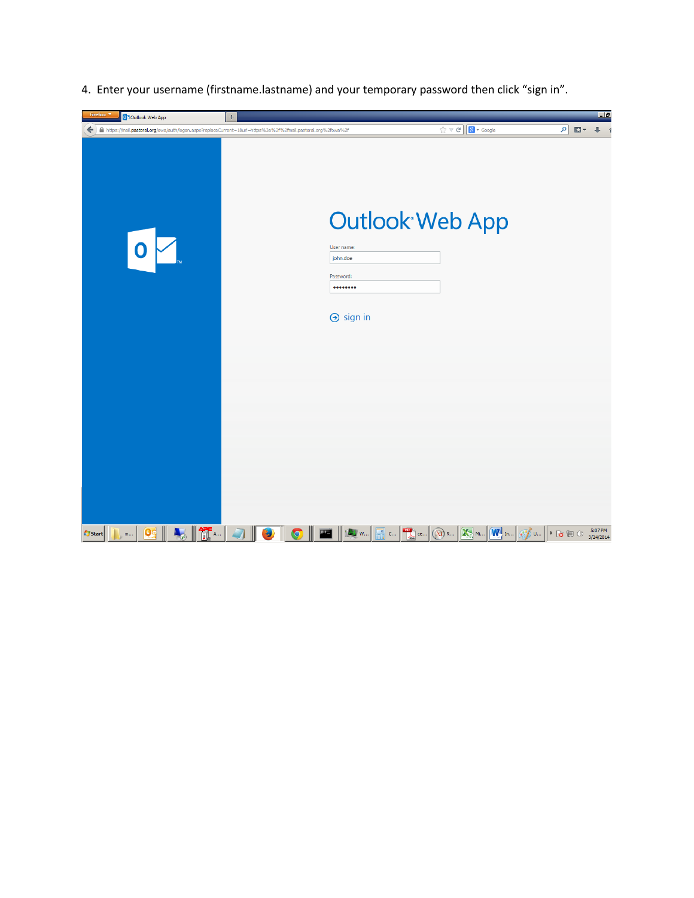4. Enter your username (firstname.lastname) and your temporary password then click “sign in”.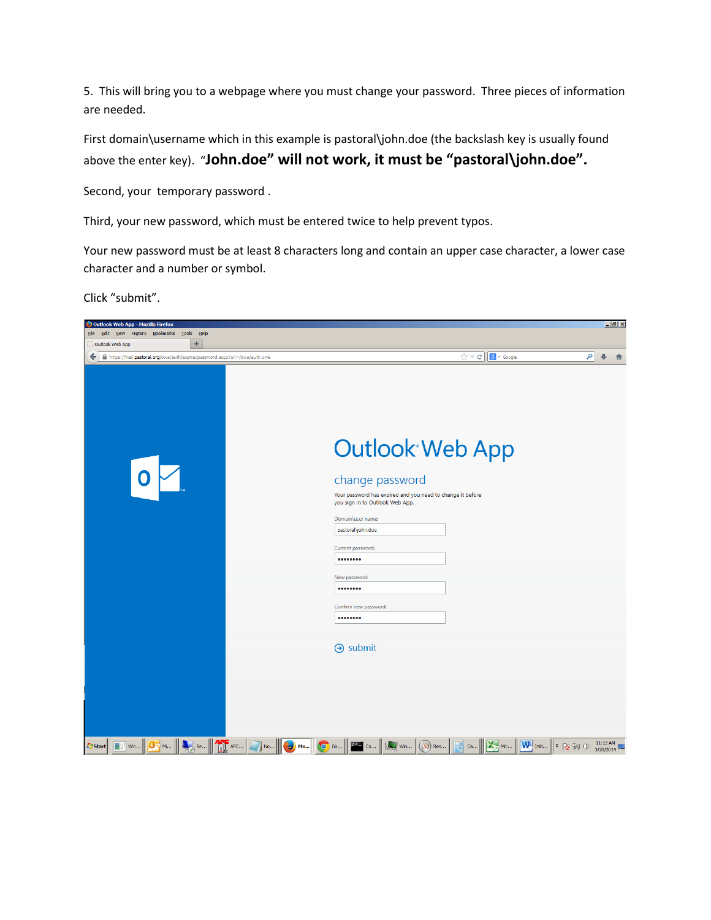5. This will bring you to a webpage where you must change your password. Three pieces of information are needed.

First domain\username which in this example is pastoral\john.doe (the backslash key is usually found above the enter key). "**John.doe" will not work, it must be "pastoral\john.doe".**

Second, your temporary password .

Third, your new password, which must be entered twice to help prevent typos.

Your new password must be at least 8 characters long and contain an upper case character, a lower case character and a number or symbol.

Click "submit".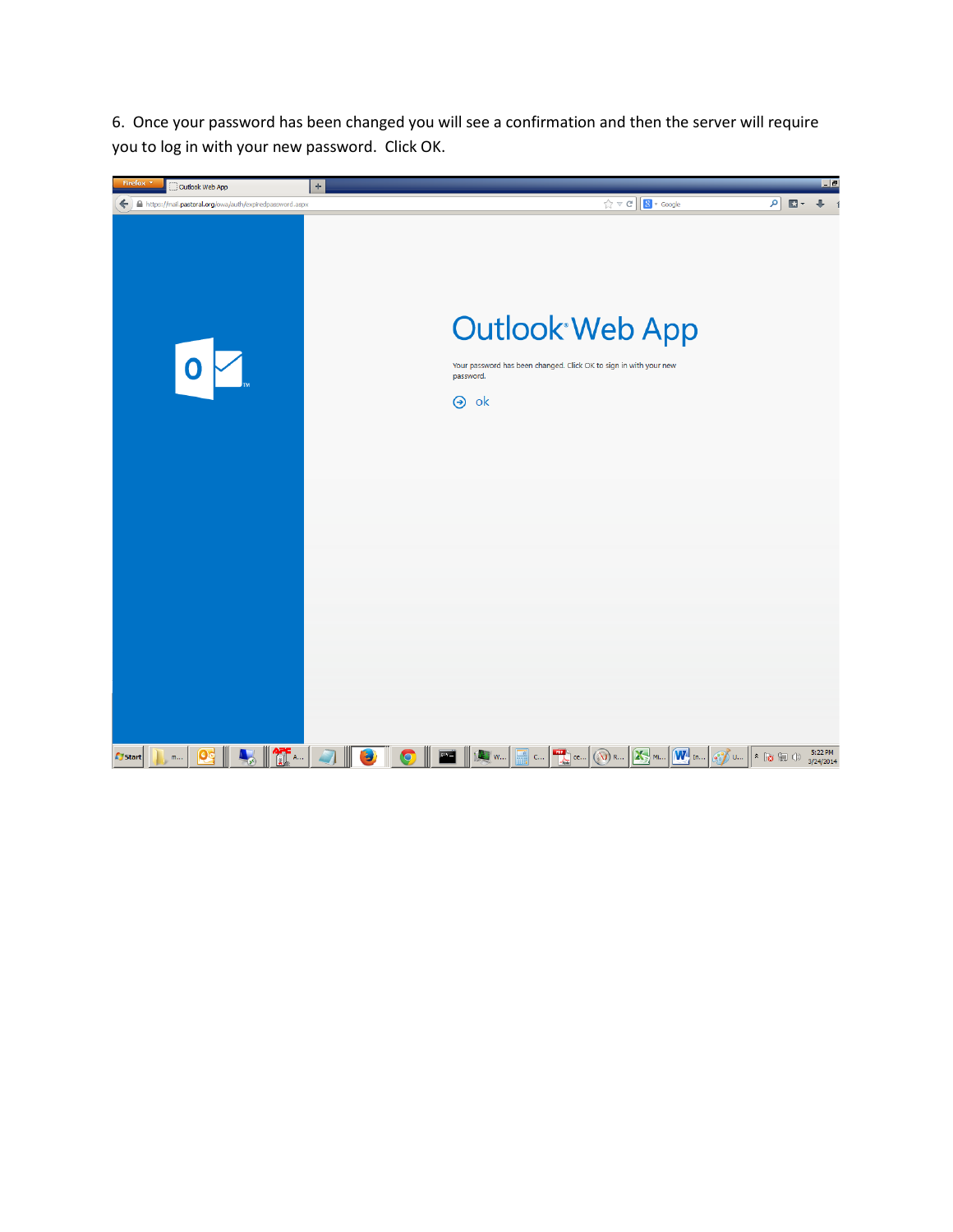6. Once your password has been changed you will see a confirmation and then the server will require you to log in with your new password. Click OK.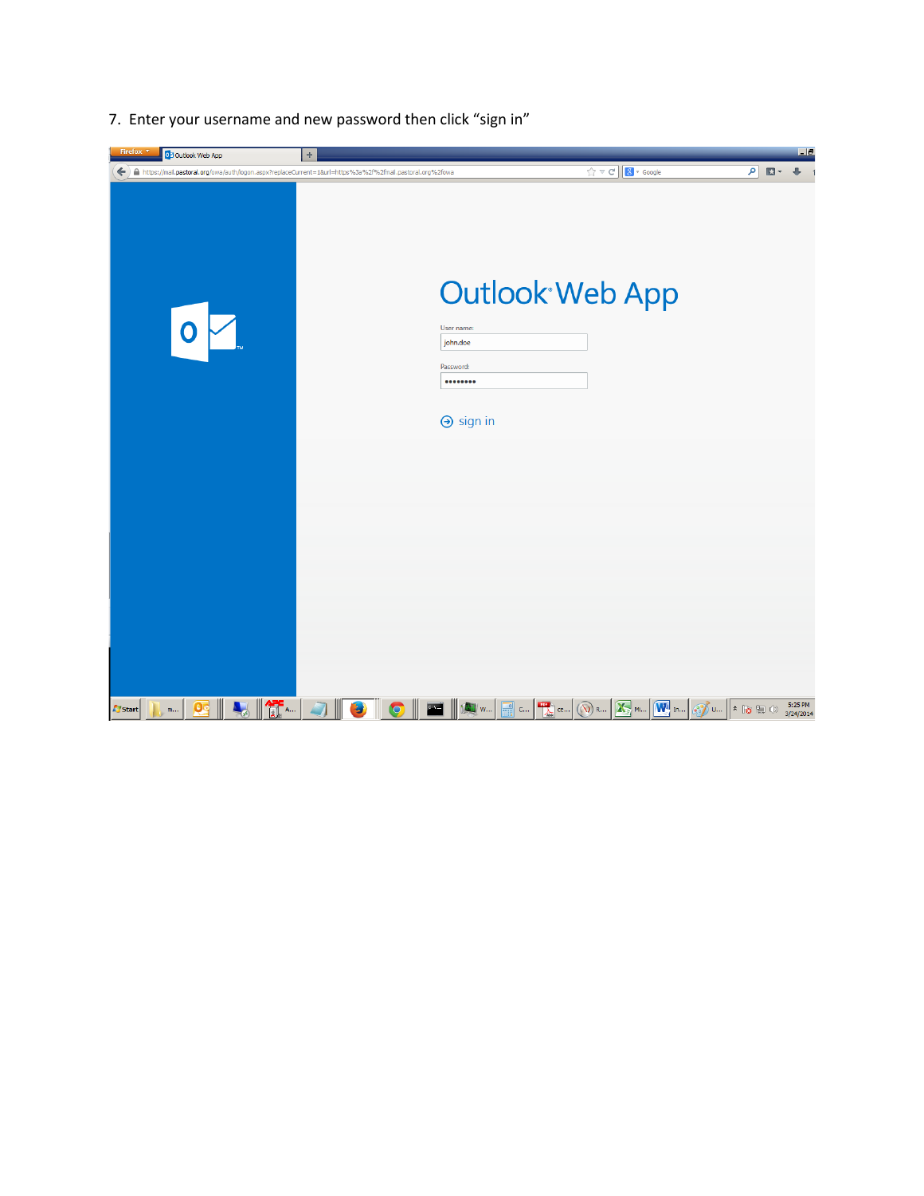7. Enter your username and new password then click “sign in”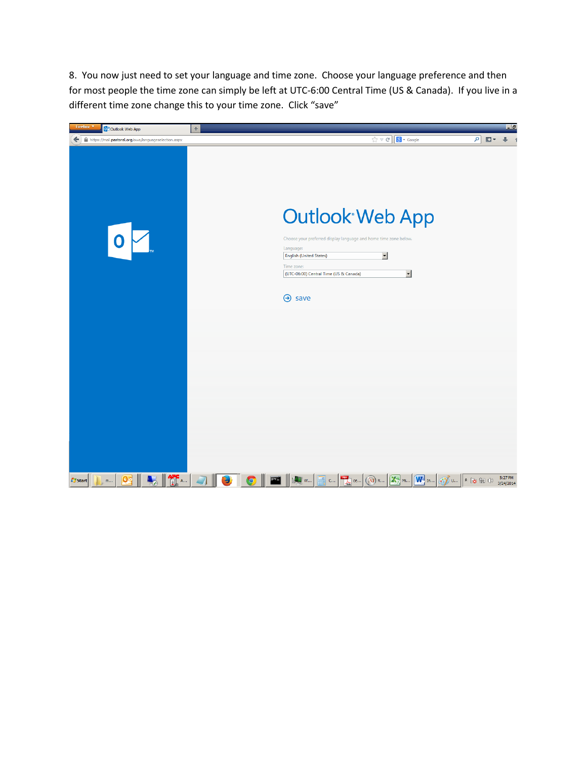8. You now just need to set your language and time zone. Choose your language preference and then for most people the time zone can simply be left at UTC-6:00 Central Time (US & Canada). If you live in a different time zone change this to your time zone. Click "save"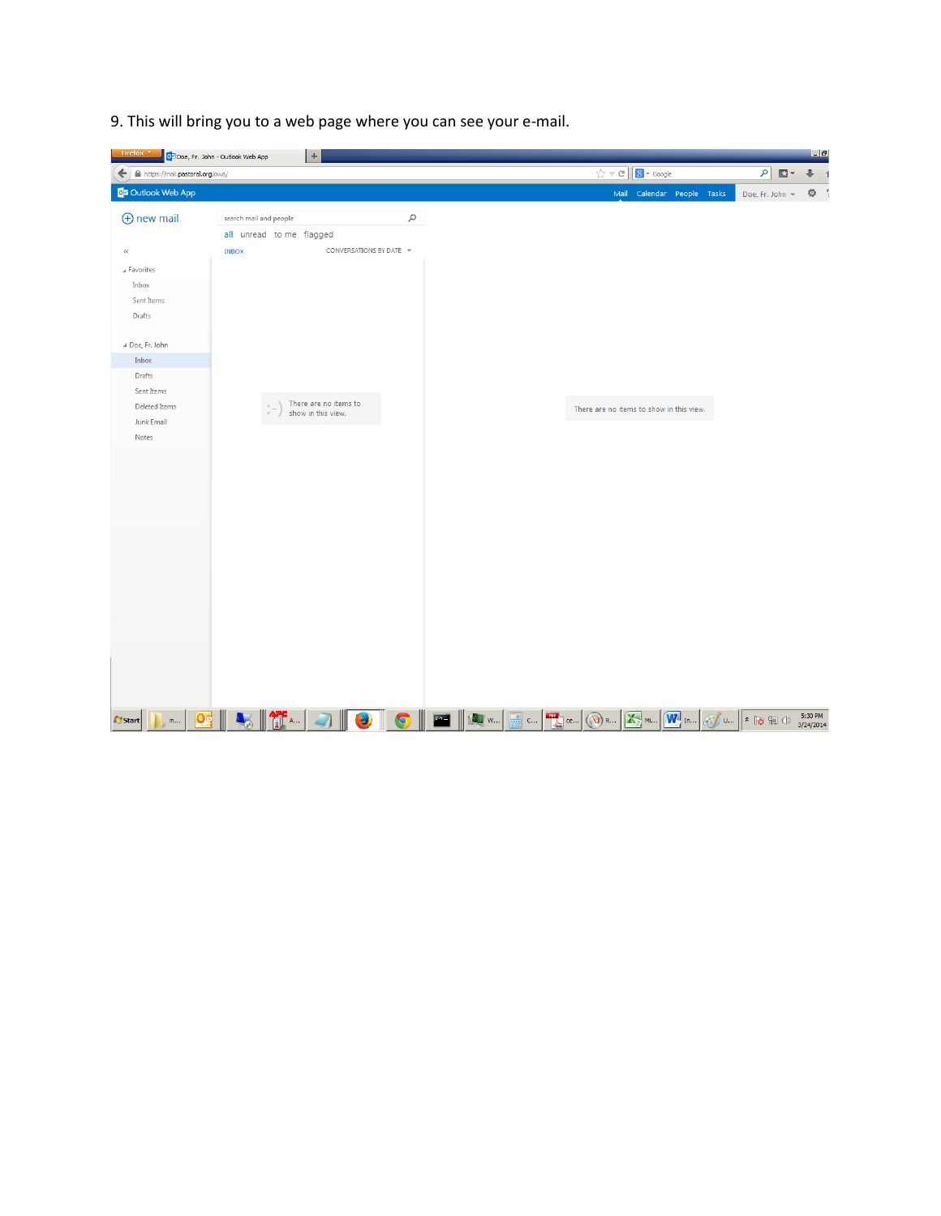9. This will bring you to a web page where you can see your e-mail.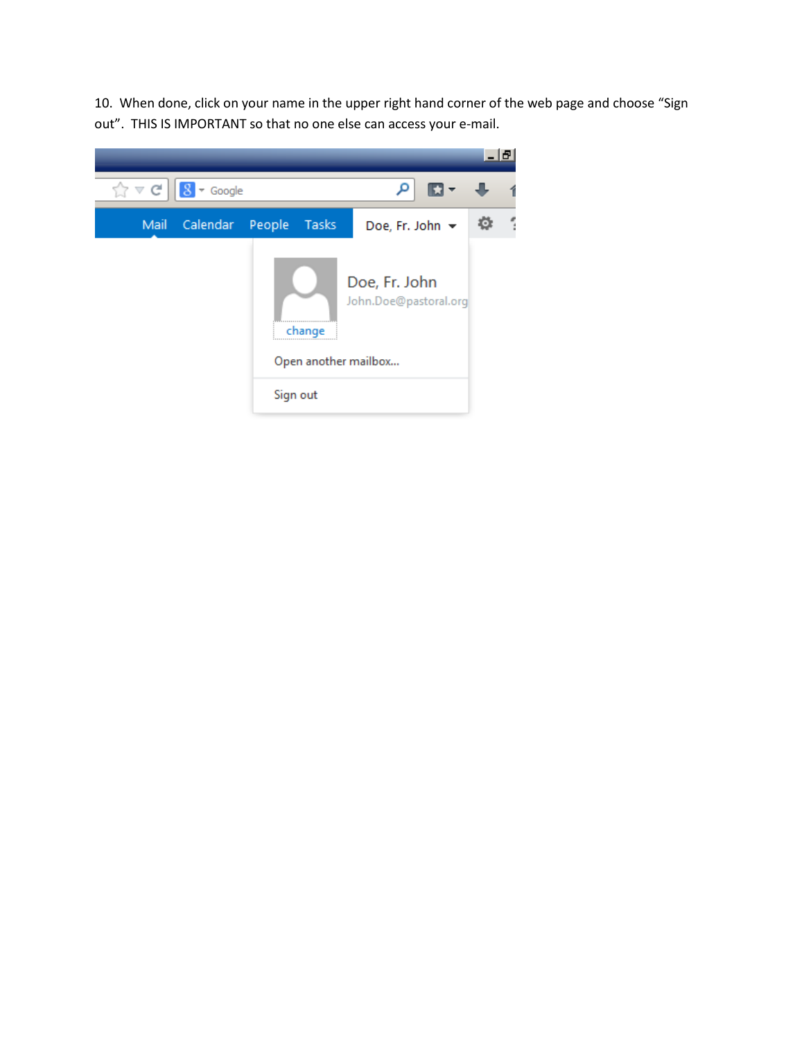10. When done, click on your name in the upper right hand corner of the web page and choose "Sign out". THIS IS IMPORTANT so that no one else can access your e-mail.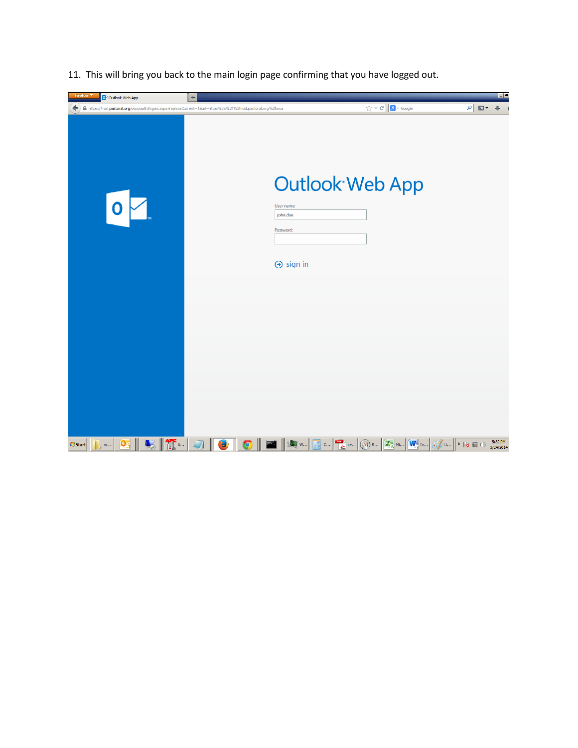11. This will bring you back to the main login page confirming that you have logged out.